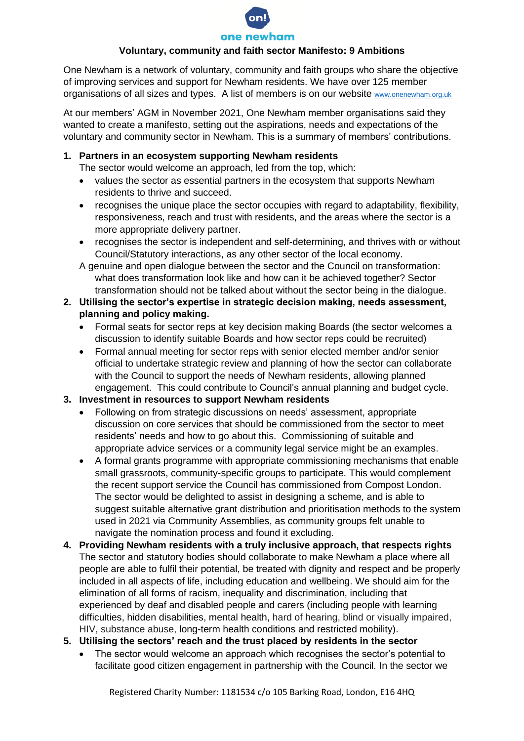one newham

**Voluntary, community and faith sector Manifesto: 9 Ambitions**

One Newham is a network of voluntary, community and faith groups who share the objective of improving services and support for Newham residents. We have over 125 member organisations of all sizes and types. A list of members is on our website www.onenewham.org.uk

At our members' AGM in November 2021, One Newham member organisations said they wanted to create a manifesto, setting out the aspirations, needs and expectations of the voluntary and community sector in Newham. This is a summary of members' contributions.

1. **Partners in an ecosystem supporting Newham residents**
   The sector would welcome an approach, led from the top, which:
   - values the sector as essential partners in the ecosystem that supports Newham residents to thrive and succeed.
   - recognises the unique place the sector occupies with regard to adaptability, flexibility, responsiveness, reach and trust with residents, and the areas where the sector is a more appropriate delivery partner.
   - recognises the sector is independent and self-determining, and thrives with or without Council/Statutory interactions, as any other sector of the local economy.

   A genuine and open dialogue between the sector and the Council on transformation: what does transformation look like and how can it be achieved together? Sector transformation should not be talked about without the sector being in the dialogue.
2. **Utilising the sector's expertise in strategic decision making, needs assessment, planning and policy making.**
   - Formal seats for sector reps at key decision making Boards (the sector welcomes a discussion to identify suitable Boards and how sector reps could be recruited)
   - Formal annual meeting for sector reps with senior elected member and/or senior official to undertake strategic review and planning of how the sector can collaborate with the Council to support the needs of Newham residents, allowing planned engagement. This could contribute to Council's annual planning and budget cycle.
3. **Investment in resources to support Newham residents**
   - Following on from strategic discussions on needs' assessment, appropriate discussion on core services that should be commissioned from the sector to meet residents' needs and how to go about this. Commissioning of suitable and appropriate advice services or a community legal service might be an examples.
   - A formal grants programme with appropriate commissioning mechanisms that enable small grassroots, community-specific groups to participate. This would complement the recent support service the Council has commissioned from Compost London. The sector would be delighted to assist in designing a scheme, and is able to suggest suitable alternative grant distribution and prioritisation methods to the system used in 2021 via Community Assemblies, as community groups felt unable to navigate the nomination process and found it excluding.
4. **Providing Newham residents with a truly inclusive approach, that respects rights**
   The sector and statutory bodies should collaborate to make Newham a place where all people are able to fulfil their potential, be treated with dignity and respect and be properly included in all aspects of life, including education and wellbeing. We should aim for the elimination of all forms of racism, inequality and discrimination, including that experienced by deaf and disabled people and carers (including people with learning difficulties, hidden disabilities, mental health, hard of hearing, blind or visually impaired, HIV, substance abuse, long-term health conditions and restricted mobility).
5. **Utilising the sectors' reach and the trust placed by residents in the sector**
   - The sector would welcome an approach which recognises the sector's potential to facilitate good citizen engagement in partnership with the Council. In the sector we

Registered Charity Number: 1181534 c/o 105 Barking Road, London, E16 4HQ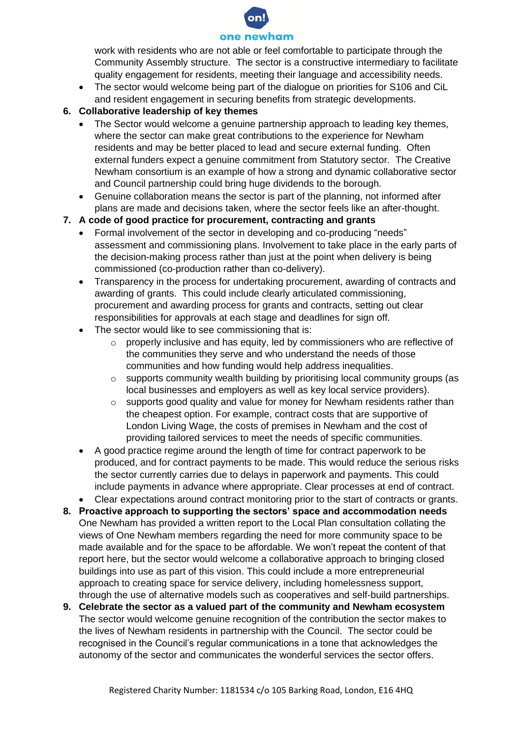work with residents who are not able or feel comfortable to participate through the Community Assembly structure. The sector is a constructive intermediary to facilitate quality engagement for residents, meeting their language and accessibility needs.
- The sector would welcome being part of the dialogue on priorities for S106 and CiL and resident engagement in securing benefits from strategic developments.

6. **Collaborative leadership of key themes**
   - The Sector would welcome a genuine partnership approach to leading key themes, where the sector can make great contributions to the experience for Newham residents and may be better placed to lead and secure external funding. Often external funders expect a genuine commitment from Statutory sector. The Creative Newham consortium is an example of how a strong and dynamic collaborative sector and Council partnership could bring huge dividends to the borough.
   - Genuine collaboration means the sector is part of the planning, not informed after plans are made and decisions taken, where the sector feels like an after-thought.
7. **A code of good practice for procurement, contracting and grants**
   - Formal involvement of the sector in developing and co-producing "needs" assessment and commissioning plans. Involvement to take place in the early parts of the decision-making process rather than just at the point when delivery is being commissioned (co-production rather than co-delivery).
   - Transparency in the process for undertaking procurement, awarding of contracts and awarding of grants. This could include clearly articulated commissioning, procurement and awarding process for grants and contracts, setting out clear responsibilities for approvals at each stage and deadlines for sign off.
   - The sector would like to see commissioning that is:
     - properly inclusive and has equity, led by commissioners who are reflective of the communities they serve and who understand the needs of those communities and how funding would help address inequalities.
     - supports community wealth building by prioritising local community groups (as local businesses and employers as well as key local service providers).
     - supports good quality and value for money for Newham residents rather than the cheapest option. For example, contract costs that are supportive of London Living Wage, the costs of premises in Newham and the cost of providing tailored services to meet the needs of specific communities.
   - A good practice regime around the length of time for contract paperwork to be produced, and for contract payments to be made. This would reduce the serious risks the sector currently carries due to delays in paperwork and payments. This could include payments in advance where appropriate. Clear processes at end of contract.
   - Clear expectations around contract monitoring prior to the start of contracts or grants.
8. **Proactive approach to supporting the sectors' space and accommodation needs**
   One Newham has provided a written report to the Local Plan consultation collating the views of One Newham members regarding the need for more community space to be made available and for the space to be affordable. We won't repeat the content of that report here, but the sector would welcome a collaborative approach to bringing closed buildings into use as part of this vision. This could include a more entrepreneurial approach to creating space for service delivery, including homelessness support, through the use of alternative models such as cooperatives and self-build partnerships.
9. **Celebrate the sector as a valued part of the community and Newham ecosystem**
   The sector would welcome genuine recognition of the contribution the sector makes to the lives of Newham residents in partnership with the Council. The sector could be recognised in the Council's regular communications in a tone that acknowledges the autonomy of the sector and communicates the wonderful services the sector offers.